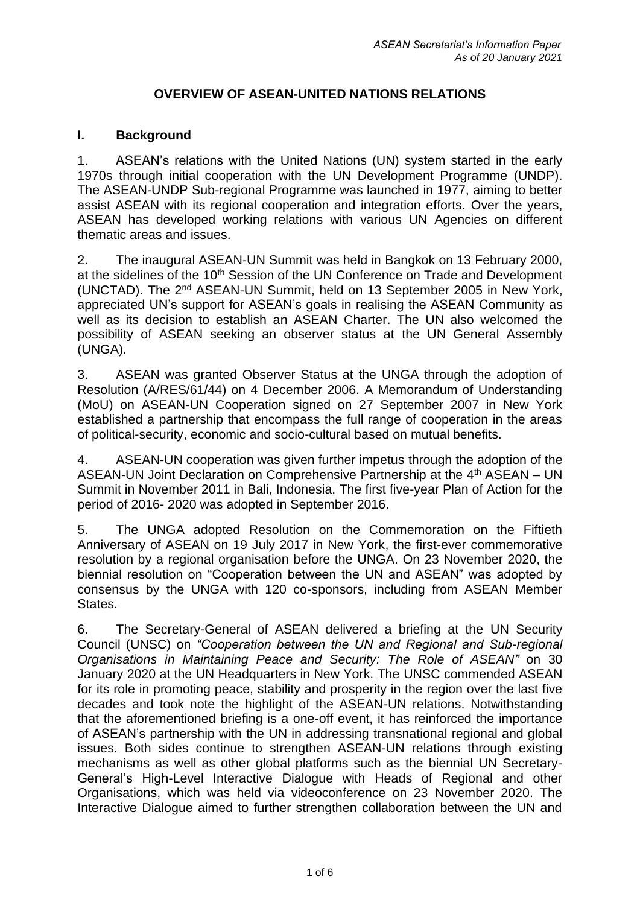*ASEAN Secretariat's Information Paper*
*As of 20 January 2021*

# OVERVIEW OF ASEAN-UNITED NATIONS RELATIONS

## I. Background

1. ASEAN's relations with the United Nations (UN) system started in the early 1970s through initial cooperation with the UN Development Programme (UNDP). The ASEAN-UNDP Sub-regional Programme was launched in 1977, aiming to better assist ASEAN with its regional cooperation and integration efforts. Over the years, ASEAN has developed working relations with various UN Agencies on different thematic areas and issues.

2. The inaugural ASEAN-UN Summit was held in Bangkok on 13 February 2000, at the sidelines of the 10th Session of the UN Conference on Trade and Development (UNCTAD). The 2nd ASEAN-UN Summit, held on 13 September 2005 in New York, appreciated UN's support for ASEAN's goals in realising the ASEAN Community as well as its decision to establish an ASEAN Charter. The UN also welcomed the possibility of ASEAN seeking an observer status at the UN General Assembly (UNGA).

3. ASEAN was granted Observer Status at the UNGA through the adoption of Resolution (A/RES/61/44) on 4 December 2006. A Memorandum of Understanding (MoU) on ASEAN-UN Cooperation signed on 27 September 2007 in New York established a partnership that encompass the full range of cooperation in the areas of political-security, economic and socio-cultural based on mutual benefits.

4. ASEAN-UN cooperation was given further impetus through the adoption of the ASEAN-UN Joint Declaration on Comprehensive Partnership at the 4th ASEAN – UN Summit in November 2011 in Bali, Indonesia. The first five-year Plan of Action for the period of 2016- 2020 was adopted in September 2016.

5. The UNGA adopted Resolution on the Commemoration on the Fiftieth Anniversary of ASEAN on 19 July 2017 in New York, the first-ever commemorative resolution by a regional organisation before the UNGA. On 23 November 2020, the biennial resolution on "Cooperation between the UN and ASEAN" was adopted by consensus by the UNGA with 120 co-sponsors, including from ASEAN Member States.

6. The Secretary-General of ASEAN delivered a briefing at the UN Security Council (UNSC) on *"Cooperation between the UN and Regional and Sub-regional Organisations in Maintaining Peace and Security: The Role of ASEAN"* on 30 January 2020 at the UN Headquarters in New York. The UNSC commended ASEAN for its role in promoting peace, stability and prosperity in the region over the last five decades and took note the highlight of the ASEAN-UN relations. Notwithstanding that the aforementioned briefing is a one-off event, it has reinforced the importance of ASEAN's partnership with the UN in addressing transnational regional and global issues. Both sides continue to strengthen ASEAN-UN relations through existing mechanisms as well as other global platforms such as the biennial UN Secretary-General's High-Level Interactive Dialogue with Heads of Regional and other Organisations, which was held via videoconference on 23 November 2020. The Interactive Dialogue aimed to further strengthen collaboration between the UN and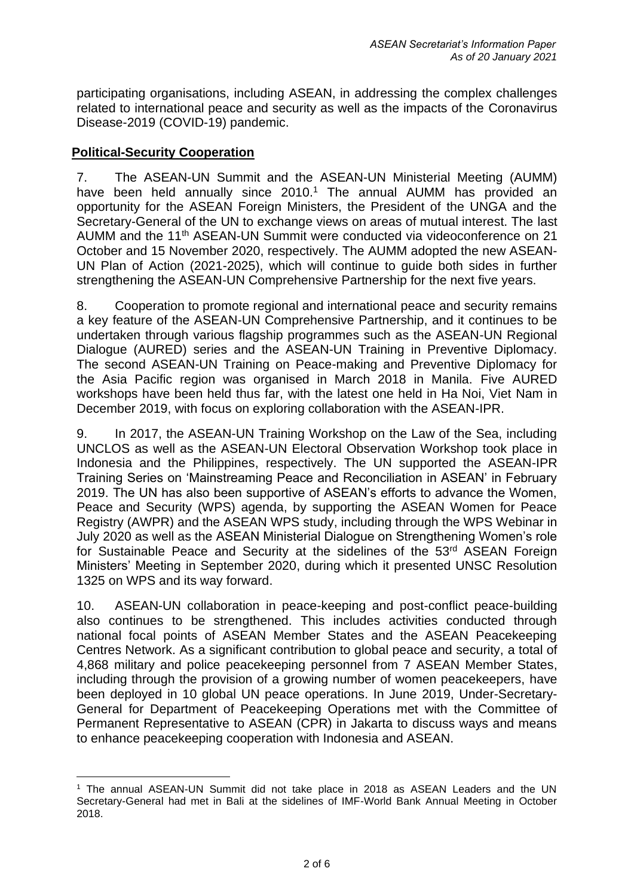participating organisations, including ASEAN, in addressing the complex challenges related to international peace and security as well as the impacts of the Coronavirus Disease-2019 (COVID-19) pandemic.

**Political-Security Cooperation**

7. The ASEAN-UN Summit and the ASEAN-UN Ministerial Meeting (AUMM) have been held annually since 2010.[1] The annual AUMM has provided an opportunity for the ASEAN Foreign Ministers, the President of the UNGA and the Secretary-General of the UN to exchange views on areas of mutual interest. The last AUMM and the 11th ASEAN-UN Summit were conducted via videoconference on 21 October and 15 November 2020, respectively. The AUMM adopted the new ASEAN-UN Plan of Action (2021-2025), which will continue to guide both sides in further strengthening the ASEAN-UN Comprehensive Partnership for the next five years.

8. Cooperation to promote regional and international peace and security remains a key feature of the ASEAN-UN Comprehensive Partnership, and it continues to be undertaken through various flagship programmes such as the ASEAN-UN Regional Dialogue (AURED) series and the ASEAN-UN Training in Preventive Diplomacy. The second ASEAN-UN Training on Peace-making and Preventive Diplomacy for the Asia Pacific region was organised in March 2018 in Manila. Five AURED workshops have been held thus far, with the latest one held in Ha Noi, Viet Nam in December 2019, with focus on exploring collaboration with the ASEAN-IPR.

9. In 2017, the ASEAN-UN Training Workshop on the Law of the Sea, including UNCLOS as well as the ASEAN-UN Electoral Observation Workshop took place in Indonesia and the Philippines, respectively. The UN supported the ASEAN-IPR Training Series on 'Mainstreaming Peace and Reconciliation in ASEAN' in February 2019. The UN has also been supportive of ASEAN's efforts to advance the Women, Peace and Security (WPS) agenda, by supporting the ASEAN Women for Peace Registry (AWPR) and the ASEAN WPS study, including through the WPS Webinar in July 2020 as well as the ASEAN Ministerial Dialogue on Strengthening Women's role for Sustainable Peace and Security at the sidelines of the 53rd ASEAN Foreign Ministers' Meeting in September 2020, during which it presented UNSC Resolution 1325 on WPS and its way forward.

10. ASEAN-UN collaboration in peace-keeping and post-conflict peace-building also continues to be strengthened. This includes activities conducted through national focal points of ASEAN Member States and the ASEAN Peacekeeping Centres Network. As a significant contribution to global peace and security, a total of 4,868 military and police peacekeeping personnel from 7 ASEAN Member States, including through the provision of a growing number of women peacekeepers, have been deployed in 10 global UN peace operations. In June 2019, Under-Secretary-General for Department of Peacekeeping Operations met with the Committee of Permanent Representative to ASEAN (CPR) in Jakarta to discuss ways and means to enhance peacekeeping cooperation with Indonesia and ASEAN.

---

[1] The annual ASEAN-UN Summit did not take place in 2018 as ASEAN Leaders and the UN Secretary-General had met in Bali at the sidelines of IMF-World Bank Annual Meeting in October 2018.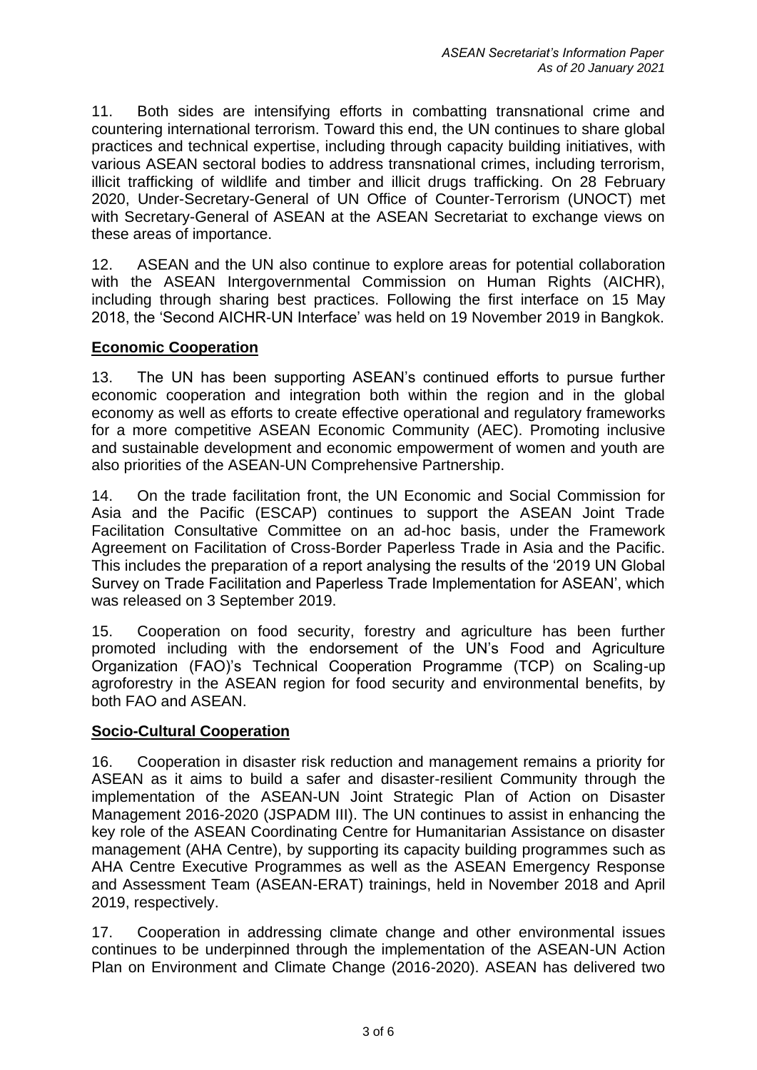11. Both sides are intensifying efforts in combatting transnational crime and countering international terrorism. Toward this end, the UN continues to share global practices and technical expertise, including through capacity building initiatives, with various ASEAN sectoral bodies to address transnational crimes, including terrorism, illicit trafficking of wildlife and timber and illicit drugs trafficking. On 28 February 2020, Under-Secretary-General of UN Office of Counter-Terrorism (UNOCT) met with Secretary-General of ASEAN at the ASEAN Secretariat to exchange views on these areas of importance.

12. ASEAN and the UN also continue to explore areas for potential collaboration with the ASEAN Intergovernmental Commission on Human Rights (AICHR), including through sharing best practices. Following the first interface on 15 May 2018, the 'Second AICHR-UN Interface' was held on 19 November 2019 in Bangkok.

## Economic Cooperation

13. The UN has been supporting ASEAN's continued efforts to pursue further economic cooperation and integration both within the region and in the global economy as well as efforts to create effective operational and regulatory frameworks for a more competitive ASEAN Economic Community (AEC). Promoting inclusive and sustainable development and economic empowerment of women and youth are also priorities of the ASEAN-UN Comprehensive Partnership.

14. On the trade facilitation front, the UN Economic and Social Commission for Asia and the Pacific (ESCAP) continues to support the ASEAN Joint Trade Facilitation Consultative Committee on an ad-hoc basis, under the Framework Agreement on Facilitation of Cross-Border Paperless Trade in Asia and the Pacific. This includes the preparation of a report analysing the results of the '2019 UN Global Survey on Trade Facilitation and Paperless Trade Implementation for ASEAN', which was released on 3 September 2019.

15. Cooperation on food security, forestry and agriculture has been further promoted including with the endorsement of the UN's Food and Agriculture Organization (FAO)'s Technical Cooperation Programme (TCP) on Scaling-up agroforestry in the ASEAN region for food security and environmental benefits, by both FAO and ASEAN.

## Socio-Cultural Cooperation

16. Cooperation in disaster risk reduction and management remains a priority for ASEAN as it aims to build a safer and disaster-resilient Community through the implementation of the ASEAN-UN Joint Strategic Plan of Action on Disaster Management 2016-2020 (JSPADM III). The UN continues to assist in enhancing the key role of the ASEAN Coordinating Centre for Humanitarian Assistance on disaster management (AHA Centre), by supporting its capacity building programmes such as AHA Centre Executive Programmes as well as the ASEAN Emergency Response and Assessment Team (ASEAN-ERAT) trainings, held in November 2018 and April 2019, respectively.

17. Cooperation in addressing climate change and other environmental issues continues to be underpinned through the implementation of the ASEAN-UN Action Plan on Environment and Climate Change (2016-2020). ASEAN has delivered two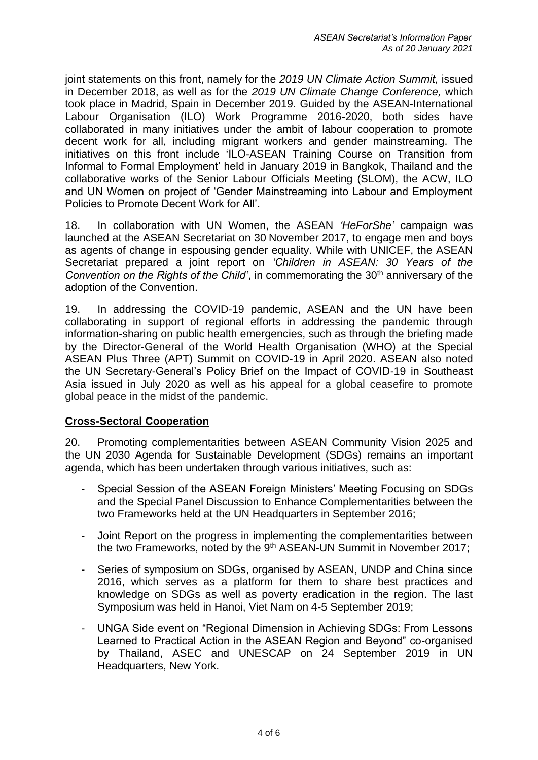joint statements on this front, namely for the *2019 UN Climate Action Summit,* issued in December 2018, as well as for the *2019 UN Climate Change Conference,* which took place in Madrid, Spain in December 2019. Guided by the ASEAN-International Labour Organisation (ILO) Work Programme 2016-2020, both sides have collaborated in many initiatives under the ambit of labour cooperation to promote decent work for all, including migrant workers and gender mainstreaming. The initiatives on this front include 'ILO-ASEAN Training Course on Transition from Informal to Formal Employment' held in January 2019 in Bangkok, Thailand and the collaborative works of the Senior Labour Officials Meeting (SLOM), the ACW, ILO and UN Women on project of 'Gender Mainstreaming into Labour and Employment Policies to Promote Decent Work for All'.

18. In collaboration with UN Women, the ASEAN *'HeForShe'* campaign was launched at the ASEAN Secretariat on 30 November 2017, to engage men and boys as agents of change in espousing gender equality. While with UNICEF, the ASEAN Secretariat prepared a joint report on *'Children in ASEAN: 30 Years of the Convention on the Rights of the Child'*, in commemorating the 30th anniversary of the adoption of the Convention.

19. In addressing the COVID-19 pandemic, ASEAN and the UN have been collaborating in support of regional efforts in addressing the pandemic through information-sharing on public health emergencies, such as through the briefing made by the Director-General of the World Health Organisation (WHO) at the Special ASEAN Plus Three (APT) Summit on COVID-19 in April 2020. ASEAN also noted the UN Secretary-General's Policy Brief on the Impact of COVID-19 in Southeast Asia issued in July 2020 as well as his appeal for a global ceasefire to promote global peace in the midst of the pandemic.

## Cross-Sectoral Cooperation

20. Promoting complementarities between ASEAN Community Vision 2025 and the UN 2030 Agenda for Sustainable Development (SDGs) remains an important agenda, which has been undertaken through various initiatives, such as:

- Special Session of the ASEAN Foreign Ministers' Meeting Focusing on SDGs and the Special Panel Discussion to Enhance Complementarities between the two Frameworks held at the UN Headquarters in September 2016;
- Joint Report on the progress in implementing the complementarities between the two Frameworks, noted by the 9th ASEAN-UN Summit in November 2017;
- Series of symposium on SDGs, organised by ASEAN, UNDP and China since 2016, which serves as a platform for them to share best practices and knowledge on SDGs as well as poverty eradication in the region. The last Symposium was held in Hanoi, Viet Nam on 4-5 September 2019;
- UNGA Side event on "Regional Dimension in Achieving SDGs: From Lessons Learned to Practical Action in the ASEAN Region and Beyond" co-organised by Thailand, ASEC and UNESCAP on 24 September 2019 in UN Headquarters, New York.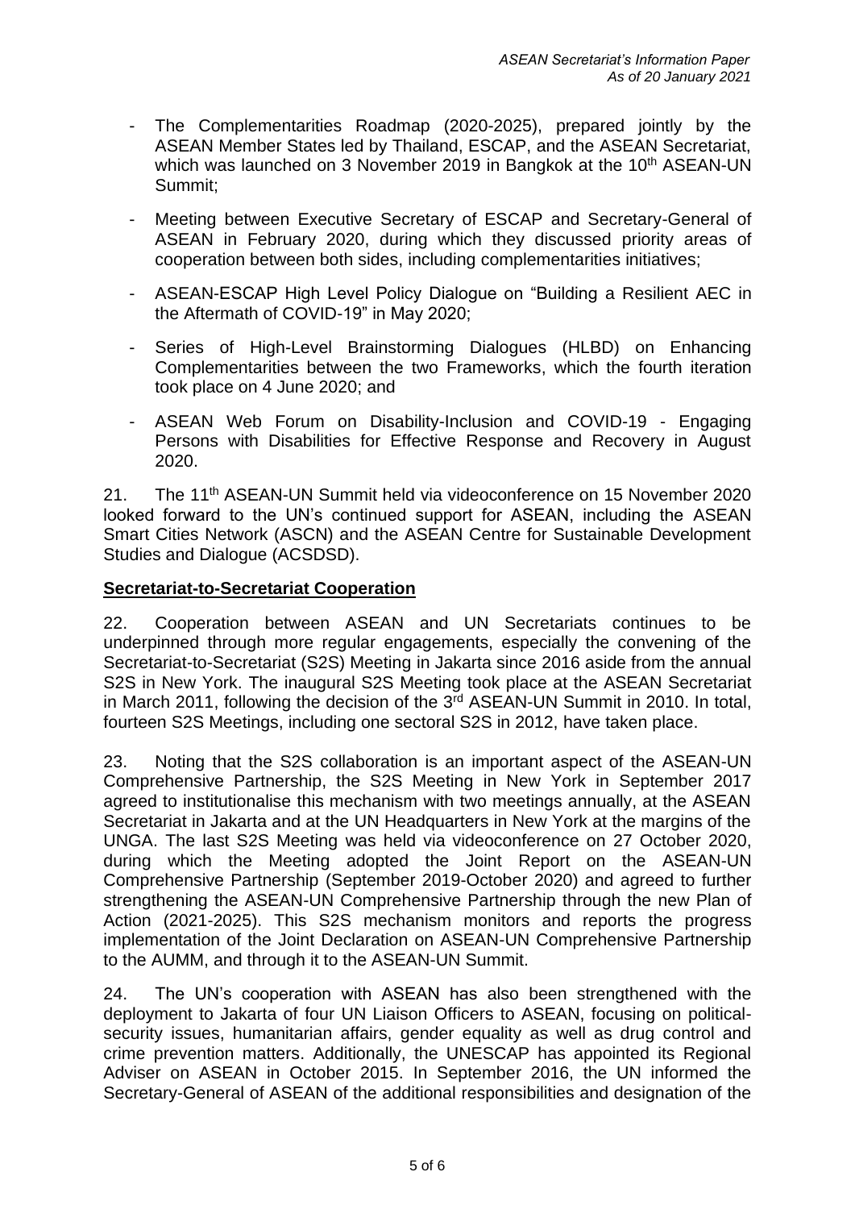- The Complementarities Roadmap (2020-2025), prepared jointly by the ASEAN Member States led by Thailand, ESCAP, and the ASEAN Secretariat, which was launched on 3 November 2019 in Bangkok at the 10th ASEAN-UN Summit;

- Meeting between Executive Secretary of ESCAP and Secretary-General of ASEAN in February 2020, during which they discussed priority areas of cooperation between both sides, including complementarities initiatives;

- ASEAN-ESCAP High Level Policy Dialogue on "Building a Resilient AEC in the Aftermath of COVID-19" in May 2020;

- Series of High-Level Brainstorming Dialogues (HLBD) on Enhancing Complementarities between the two Frameworks, which the fourth iteration took place on 4 June 2020; and

- ASEAN Web Forum on Disability-Inclusion and COVID-19 - Engaging Persons with Disabilities for Effective Response and Recovery in August 2020.

21. The 11th ASEAN-UN Summit held via videoconference on 15 November 2020 looked forward to the UN's continued support for ASEAN, including the ASEAN Smart Cities Network (ASCN) and the ASEAN Centre for Sustainable Development Studies and Dialogue (ACSDSD).

**Secretariat-to-Secretariat Cooperation**

22. Cooperation between ASEAN and UN Secretariats continues to be underpinned through more regular engagements, especially the convening of the Secretariat-to-Secretariat (S2S) Meeting in Jakarta since 2016 aside from the annual S2S in New York. The inaugural S2S Meeting took place at the ASEAN Secretariat in March 2011, following the decision of the 3rd ASEAN-UN Summit in 2010. In total, fourteen S2S Meetings, including one sectoral S2S in 2012, have taken place.

23. Noting that the S2S collaboration is an important aspect of the ASEAN-UN Comprehensive Partnership, the S2S Meeting in New York in September 2017 agreed to institutionalise this mechanism with two meetings annually, at the ASEAN Secretariat in Jakarta and at the UN Headquarters in New York at the margins of the UNGA. The last S2S Meeting was held via videoconference on 27 October 2020, during which the Meeting adopted the Joint Report on the ASEAN-UN Comprehensive Partnership (September 2019-October 2020) and agreed to further strengthening the ASEAN-UN Comprehensive Partnership through the new Plan of Action (2021-2025). This S2S mechanism monitors and reports the progress implementation of the Joint Declaration on ASEAN-UN Comprehensive Partnership to the AUMM, and through it to the ASEAN-UN Summit.

24. The UN's cooperation with ASEAN has also been strengthened with the deployment to Jakarta of four UN Liaison Officers to ASEAN, focusing on political-security issues, humanitarian affairs, gender equality as well as drug control and crime prevention matters. Additionally, the UNESCAP has appointed its Regional Adviser on ASEAN in October 2015. In September 2016, the UN informed the Secretary-General of ASEAN of the additional responsibilities and designation of the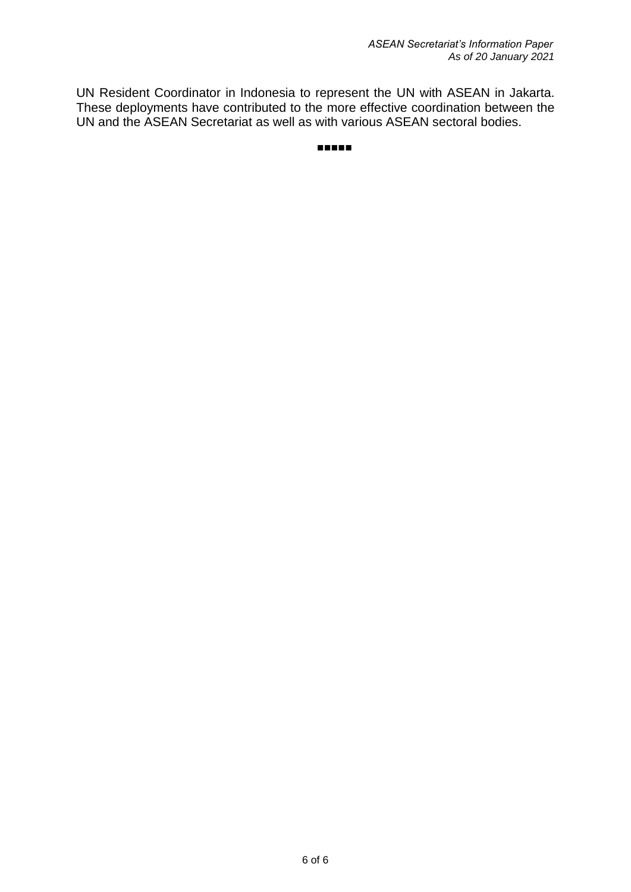UN Resident Coordinator in Indonesia to represent the UN with ASEAN in Jakarta. These deployments have contributed to the more effective coordination between the UN and the ASEAN Secretariat as well as with various ASEAN sectoral bodies.

■■■■■